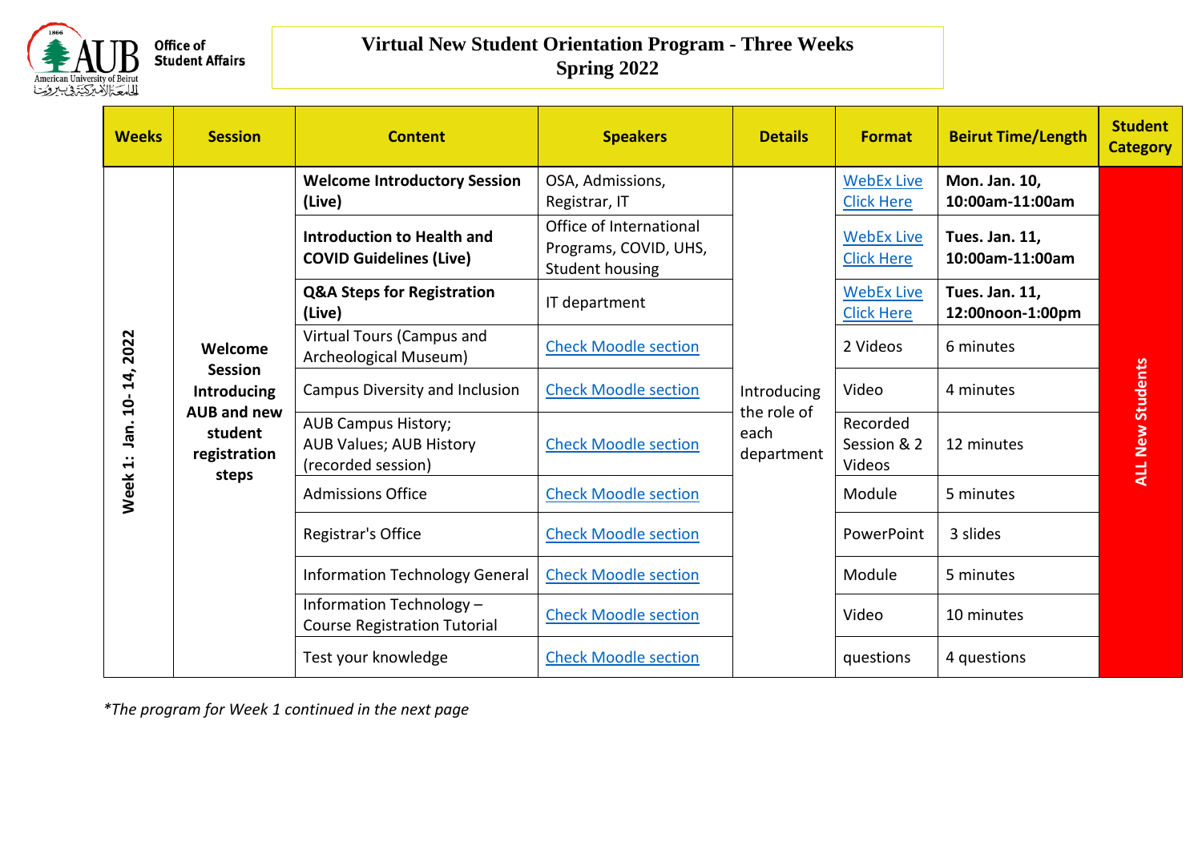Office of Student Affairs

# Virtual New Student Orientation Program - Three Weeks
## Spring 2022

| Weeks | Session | Content | Speakers | Details | Format | Beirut Time/Length | Student Category |
|---|---|---|---|---|---|---|---|
| Week 1: Jan. 10- 14, 2022 | Welcome Session Introducing AUB and new student registration steps | **Welcome Introductory Session (Live)** | OSA, Admissions, Registrar, IT | Introducing the role of each department | WebEx Live Click Here | **Mon. Jan. 10, 10:00am-11:00am** | ALL New Students |
| | | **Introduction to Health and COVID Guidelines (Live)** | Office of International Programs, COVID, UHS, Student housing | | WebEx Live Click Here | **Tues. Jan. 11, 10:00am-11:00am** | |
| | | **Q&A Steps for Registration (Live)** | IT department | | WebEx Live Click Here | **Tues. Jan. 11, 12:00noon-1:00pm** | |
| | | Virtual Tours (Campus and Archeological Museum) | Check Moodle section | | 2 Videos | 6 minutes | |
| | | Campus Diversity and Inclusion | Check Moodle section | | Video | 4 minutes | |
| | | AUB Campus History; AUB Values; AUB History (recorded session) | Check Moodle section | | Recorded Session & 2 Videos | 12 minutes | |
| | | Admissions Office | Check Moodle section | | Module | 5 minutes | |
| | | Registrar's Office | Check Moodle section | | PowerPoint | 3 slides | |
| | | Information Technology General | Check Moodle section | | Module | 5 minutes | |
| | | Information Technology – Course Registration Tutorial | Check Moodle section | | Video | 10 minutes | |
| | | Test your knowledge | Check Moodle section | | questions | 4 questions | |

*\*The program for Week 1 continued in the next page*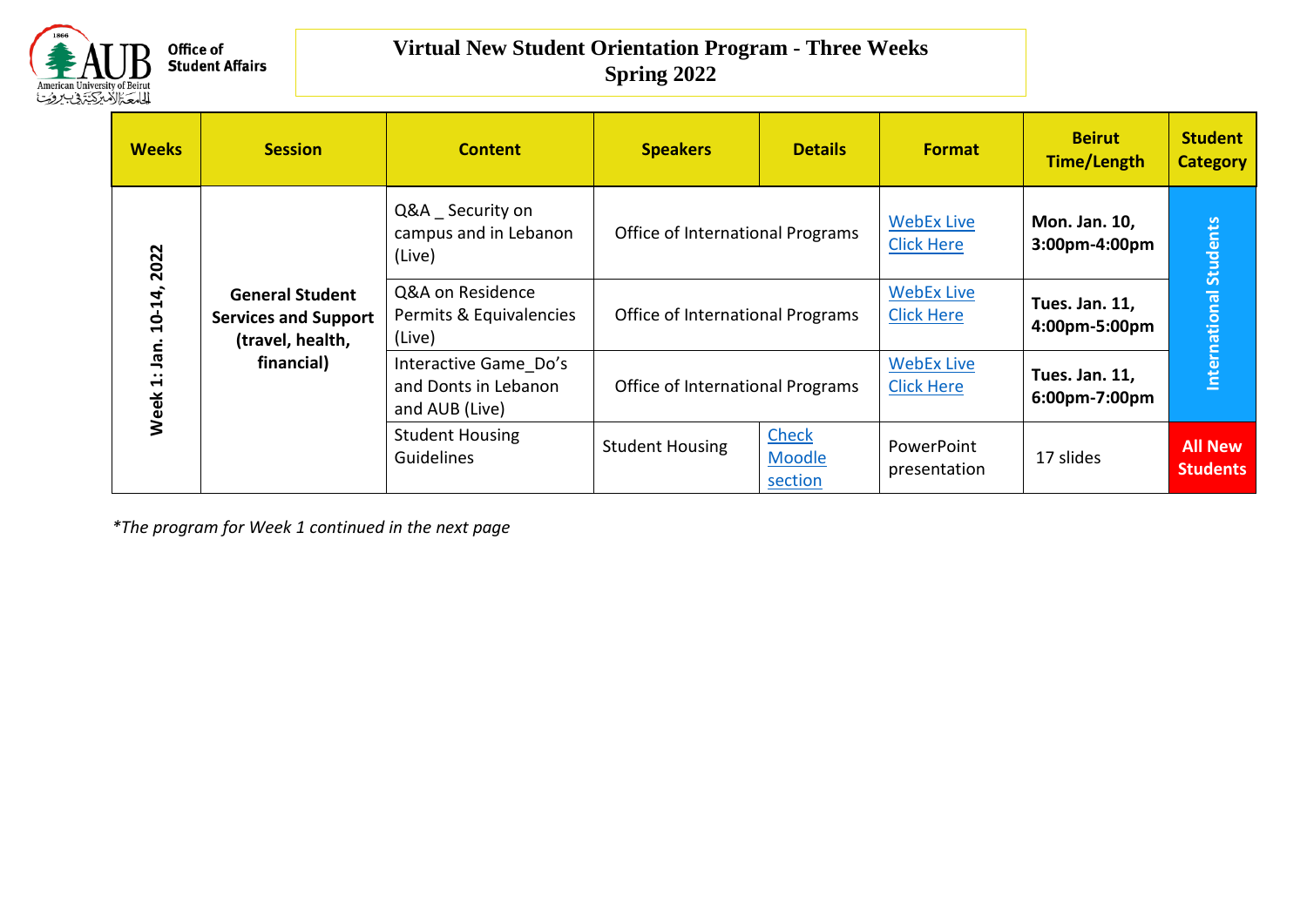**Office of Student Affairs**

# Virtual New Student Orientation Program - Three Weeks
## Spring 2022

| Weeks | Session | Content | Speakers | Details | Format | Beirut Time/Length | Student Category |
|---|---|---|---|---|---|---|---|
| Week 1: Jan. 10-14, 2022 | General Student Services and Support (travel, health, financial) | Q&A _ Security on campus and in Lebanon (Live) | Office of International Programs | | WebEx Live Click Here | **Mon. Jan. 10, 3:00pm-4:00pm** | International Students |
| | | Q&A on Residence Permits & Equivalencies (Live) | Office of International Programs | | WebEx Live Click Here | **Tues. Jan. 11, 4:00pm-5:00pm** | International Students |
| | | Interactive Game_Do's and Donts in Lebanon and AUB (Live) | Office of International Programs | | WebEx Live Click Here | **Tues. Jan. 11, 6:00pm-7:00pm** | International Students |
| | | Student Housing Guidelines | Student Housing | Check Moodle section | PowerPoint presentation | 17 slides | **All New Students** |

*\*The program for Week 1 continued in the next page*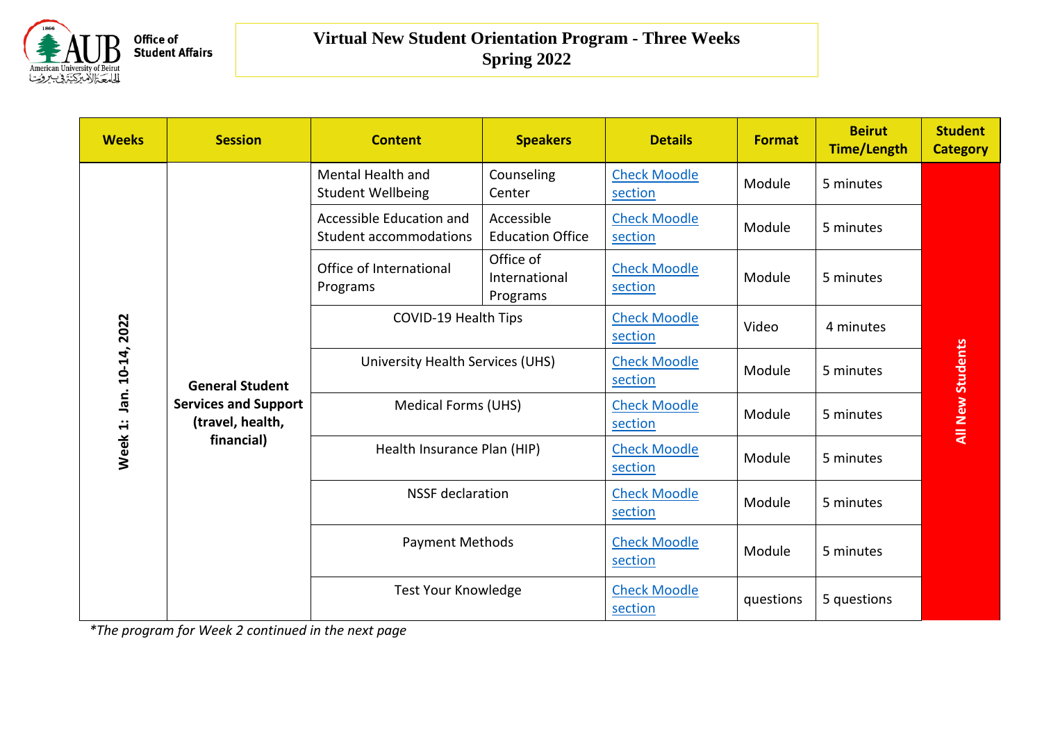# Virtual New Student Orientation Program - Three Weeks
## Spring 2022

| Weeks | Session | Content | Speakers | Details | Format | Beirut Time/Length | Student Category |
|---|---|---|---|---|---|---|---|
| Week 1: Jan. 10-14, 2022 | General Student Services and Support (travel, health, financial) | Mental Health and Student Wellbeing | Counseling Center | Check Moodle section | Module | 5 minutes | All New Students |
| | | Accessible Education and Student accommodations | Accessible Education Office | Check Moodle section | Module | 5 minutes | |
| | | Office of International Programs | Office of International Programs | Check Moodle section | Module | 5 minutes | |
| | | COVID-19 Health Tips | | Check Moodle section | Video | 4 minutes | |
| | | University Health Services (UHS) | | Check Moodle section | Module | 5 minutes | |
| | | Medical Forms (UHS) | | Check Moodle section | Module | 5 minutes | |
| | | Health Insurance Plan (HIP) | | Check Moodle section | Module | 5 minutes | |
| | | NSSF declaration | | Check Moodle section | Module | 5 minutes | |
| | | Payment Methods | | Check Moodle section | Module | 5 minutes | |
| | | Test Your Knowledge | | Check Moodle section | questions | 5 questions | |

*The program for Week 2 continued in the next page*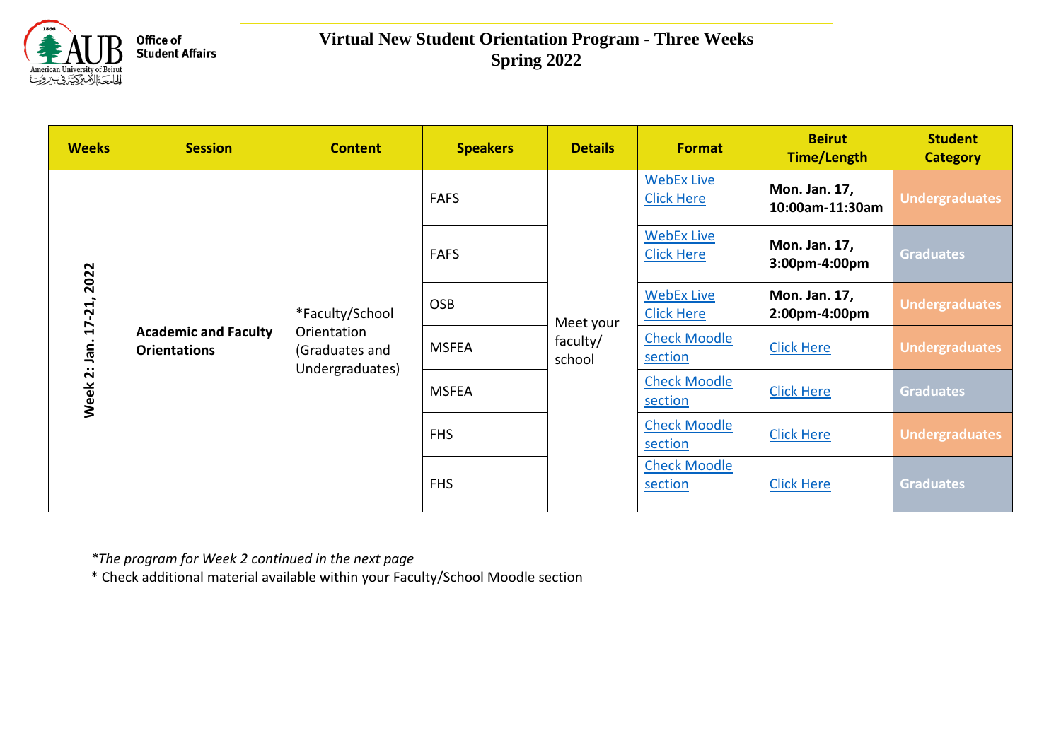# Virtual New Student Orientation Program - Three Weeks
## Spring 2022

| Weeks | Session | Content | Speakers | Details | Format | Beirut Time/Length | Student Category |
|---|---|---|---|---|---|---|---|
| Week 2: Jan. 17-21, 2022 | **Academic and Faculty Orientations** | *Faculty/School Orientation (Graduates and Undergraduates) | FAFS | Meet your faculty/ school | WebEx Live Click Here | **Mon. Jan. 17, 10:00am-11:30am** | Undergraduates |
| | | | FAFS | | WebEx Live Click Here | **Mon. Jan. 17, 3:00pm-4:00pm** | Graduates |
| | | | OSB | | WebEx Live Click Here | **Mon. Jan. 17, 2:00pm-4:00pm** | Undergraduates |
| | | | MSFEA | | Check Moodle section | Click Here | Undergraduates |
| | | | MSFEA | | Check Moodle section | Click Here | Graduates |
| | | | FHS | | Check Moodle section | Click Here | Undergraduates |
| | | | FHS | | Check Moodle section | Click Here | Graduates |

*\*The program for Week 2 continued in the next page*

* Check additional material available within your Faculty/School Moodle section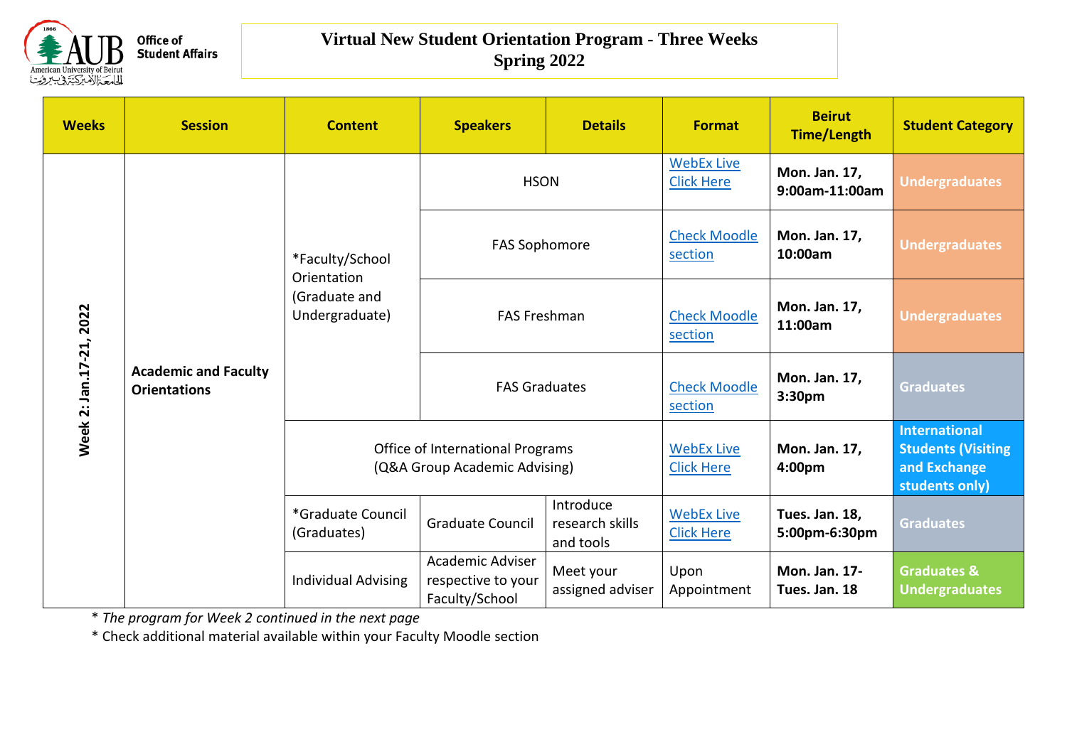Office of Student Affairs

# Virtual New Student Orientation Program - Three Weeks
## Spring 2022

| Weeks | Session | Content | Speakers | Details | Format | Beirut Time/Length | Student Category |
|---|---|---|---|---|---|---|---|
| Week 2: Jan.17-21, 2022 | Academic and Faculty Orientations | *Faculty/School Orientation (Graduate and Undergraduate) | HSON | | WebEx Live Click Here | **Mon. Jan. 17, 9:00am-11:00am** | **Undergraduates** |
| | | | FAS Sophomore | | Check Moodle section | **Mon. Jan. 17, 10:00am** | **Undergraduates** |
| | | | FAS Freshman | | Check Moodle section | **Mon. Jan. 17, 11:00am** | **Undergraduates** |
| | | | FAS Graduates | | Check Moodle section | **Mon. Jan. 17, 3:30pm** | **Graduates** |
| | | Office of International Programs (Q&A Group Academic Advising) | | | WebEx Live Click Here | **Mon. Jan. 17, 4:00pm** | **International Students (Visiting and Exchange students only)** |
| | | *Graduate Council (Graduates) | Graduate Council | Introduce research skills and tools | WebEx Live Click Here | **Tues. Jan. 18, 5:00pm-6:30pm** | **Graduates** |
| | | Individual Advising | Academic Adviser respective to your Faculty/School | Meet your assigned adviser | Upon Appointment | **Mon. Jan. 17-Tues. Jan. 18** | **Graduates & Undergraduates** |

* *The program for Week 2 continued in the next page*

* Check additional material available within your Faculty Moodle section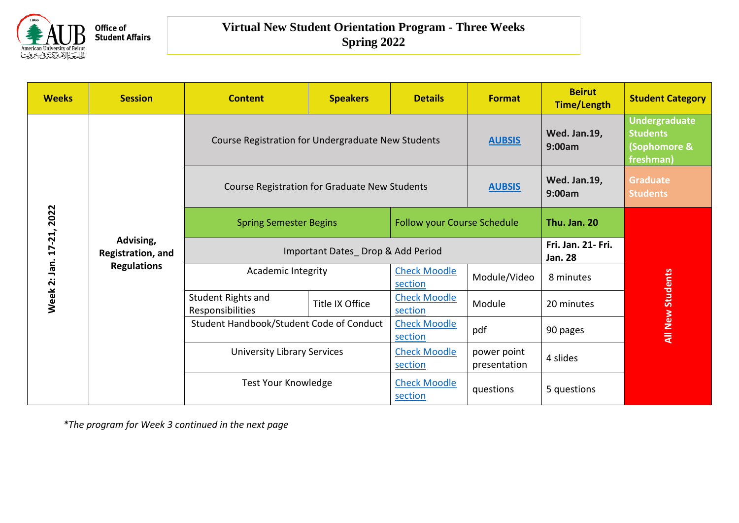Office of Student Affairs

# Virtual New Student Orientation Program - Three Weeks
## Spring 2022

| Weeks | Session | Content | Speakers | Details | Format | Beirut Time/Length | Student Category |
|---|---|---|---|---|---|---|---|
| Week 2: Jan. 17-21, 2022 | Advising, Registration, and Regulations | Course Registration for Undergraduate New Students | | | **AUBSIS** | **Wed. Jan.19, 9:00am** | **Undergraduate Students (Sophomore & freshman)** |
| | | Course Registration for Graduate New Students | | | **AUBSIS** | **Wed. Jan.19, 9:00am** | **Graduate Students** |
| | | Spring Semester Begins | | Follow your Course Schedule | | **Thu. Jan. 20** | **All New Students** |
| | | Important Dates_ Drop & Add Period | | | | **Fri. Jan. 21- Fri. Jan. 28** | |
| | | Academic Integrity | | Check Moodle section | Module/Video | 8 minutes | |
| | | Student Rights and Responsibilities | Title IX Office | Check Moodle section | Module | 20 minutes | |
| | | Student Handbook/Student Code of Conduct | | Check Moodle section | pdf | 90 pages | |
| | | University Library Services | | Check Moodle section | power point presentation | 4 slides | |
| | | Test Your Knowledge | | Check Moodle section | questions | 5 questions | |

*The program for Week 3 continued in the next page*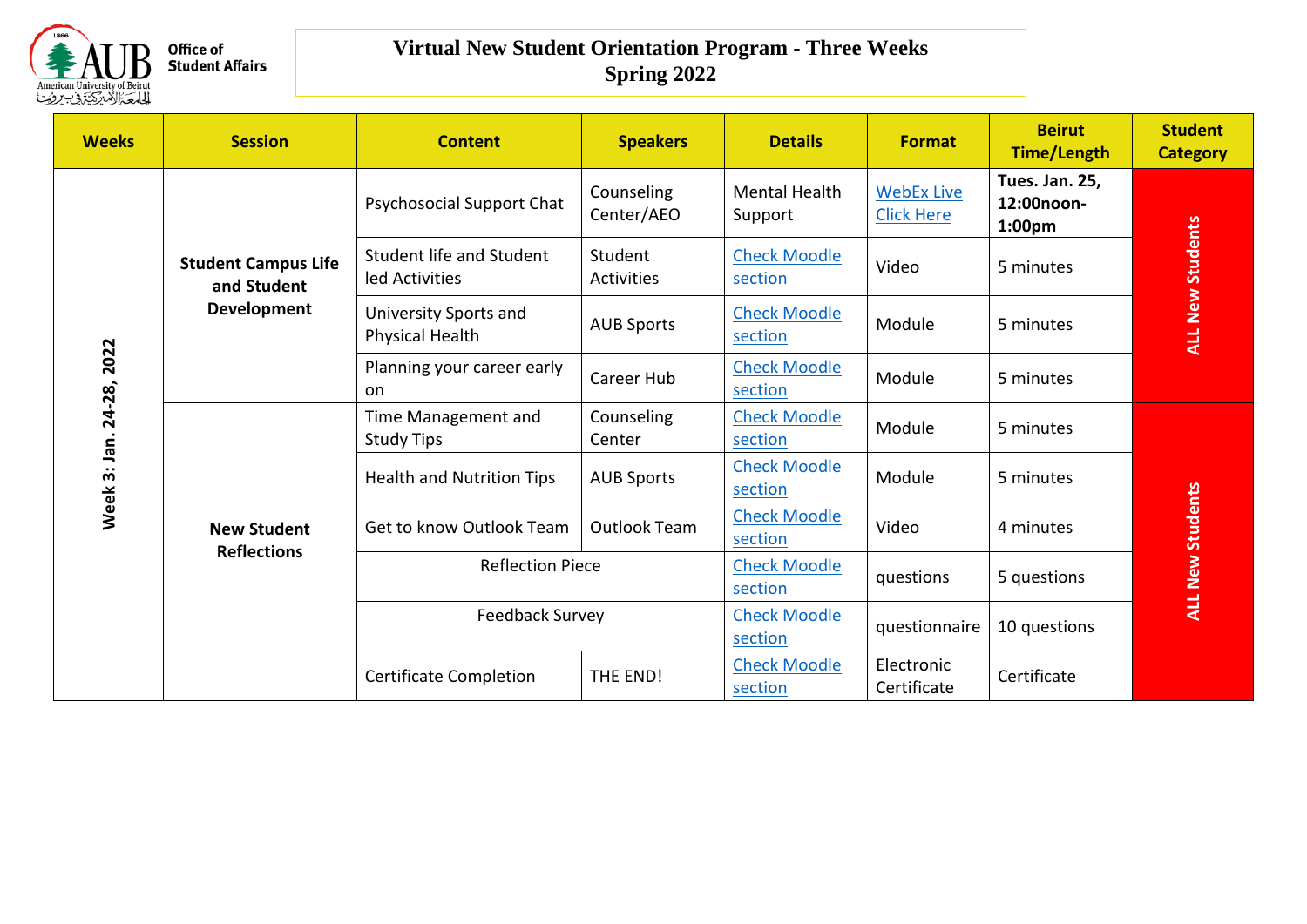Office of Student Affairs

# Virtual New Student Orientation Program - Three Weeks
## Spring 2022

| Weeks | Session | Content | Speakers | Details | Format | Beirut Time/Length | Student Category |
|---|---|---|---|---|---|---|---|
| Week 3: Jan. 24-28, 2022 | Student Campus Life and Student Development | Psychosocial Support Chat | Counseling Center/AEO | Mental Health Support | WebEx Live Click Here | **Tues. Jan. 25, 12:00noon-1:00pm** | ALL New Students |
| | | Student life and Student led Activities | Student Activities | Check Moodle section | Video | 5 minutes | |
| | | University Sports and Physical Health | AUB Sports | Check Moodle section | Module | 5 minutes | |
| | | Planning your career early on | Career Hub | Check Moodle section | Module | 5 minutes | |
| | New Student Reflections | Time Management and Study Tips | Counseling Center | Check Moodle section | Module | 5 minutes | ALL New Students |
| | | Health and Nutrition Tips | AUB Sports | Check Moodle section | Module | 5 minutes | |
| | | Get to know Outlook Team | Outlook Team | Check Moodle section | Video | 4 minutes | |
| | | Reflection Piece | | Check Moodle section | questions | 5 questions | |
| | | Feedback Survey | | Check Moodle section | questionnaire | 10 questions | |
| | | Certificate Completion | THE END! | Check Moodle section | Electronic Certificate | Certificate | |